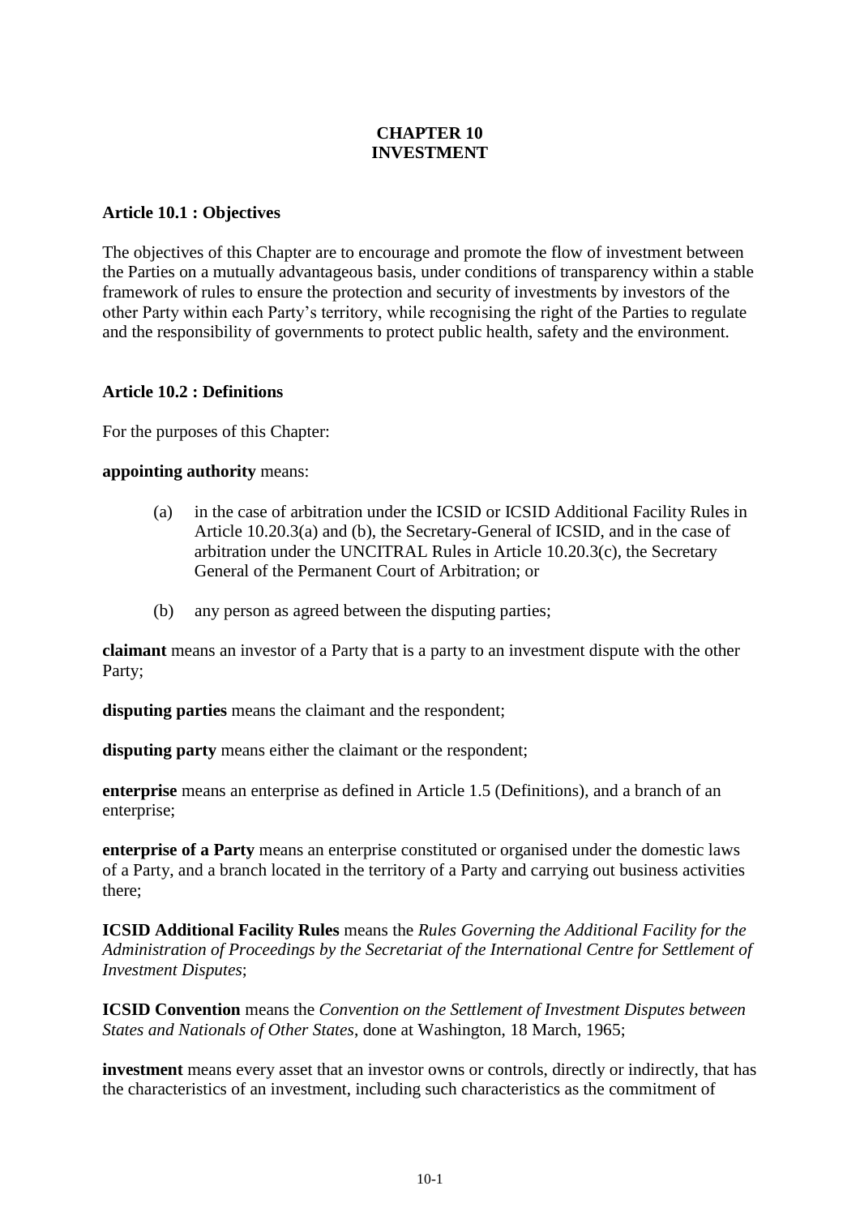# CHAPTER 10
# INVESTMENT

## Article 10.1 : Objectives

The objectives of this Chapter are to encourage and promote the flow of investment between the Parties on a mutually advantageous basis, under conditions of transparency within a stable framework of rules to ensure the protection and security of investments by investors of the other Party within each Party's territory, while recognising the right of the Parties to regulate and the responsibility of governments to protect public health, safety and the environment.

## Article 10.2 : Definitions

For the purposes of this Chapter:

**appointing authority** means:

(a) in the case of arbitration under the ICSID or ICSID Additional Facility Rules in Article 10.20.3(a) and (b), the Secretary-General of ICSID, and in the case of arbitration under the UNCITRAL Rules in Article 10.20.3(c), the Secretary General of the Permanent Court of Arbitration; or

(b) any person as agreed between the disputing parties;

**claimant** means an investor of a Party that is a party to an investment dispute with the other Party;

**disputing parties** means the claimant and the respondent;

**disputing party** means either the claimant or the respondent;

**enterprise** means an enterprise as defined in Article 1.5 (Definitions), and a branch of an enterprise;

**enterprise of a Party** means an enterprise constituted or organised under the domestic laws of a Party, and a branch located in the territory of a Party and carrying out business activities there;

**ICSID Additional Facility Rules** means the *Rules Governing the Additional Facility for the Administration of Proceedings by the Secretariat of the International Centre for Settlement of Investment Disputes*;

**ICSID Convention** means the *Convention on the Settlement of Investment Disputes between States and Nationals of Other States*, done at Washington, 18 March, 1965;

**investment** means every asset that an investor owns or controls, directly or indirectly, that has the characteristics of an investment, including such characteristics as the commitment of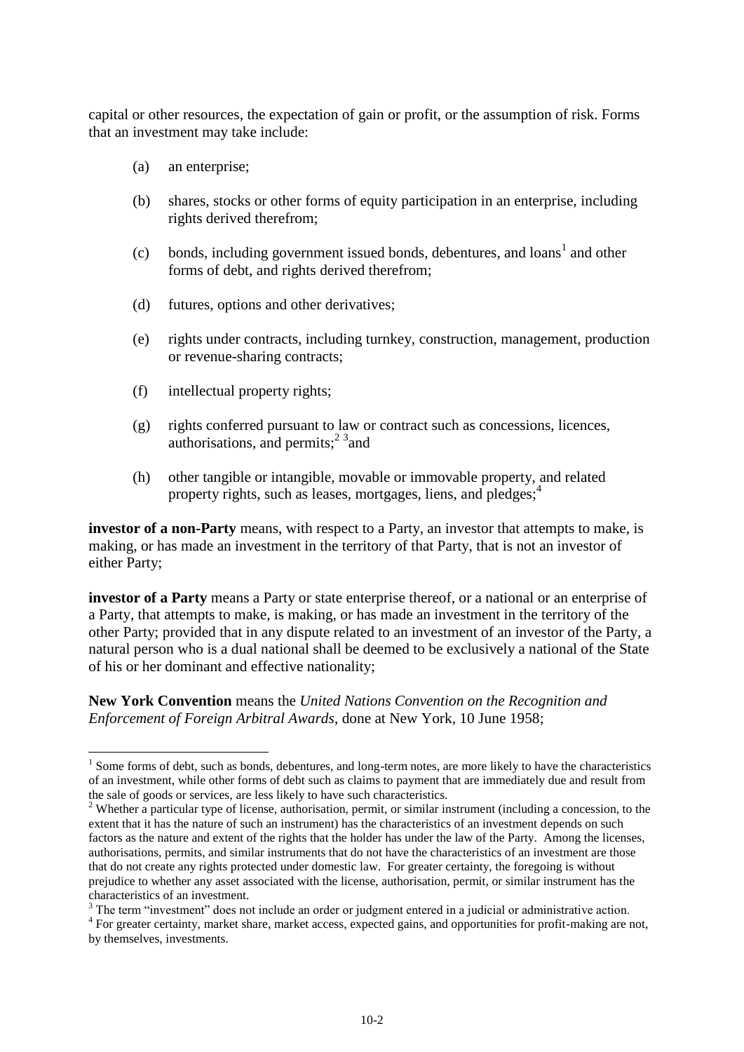capital or other resources, the expectation of gain or profit, or the assumption of risk. Forms that an investment may take include:

(a) an enterprise;

(b) shares, stocks or other forms of equity participation in an enterprise, including rights derived therefrom;

(c) bonds, including government issued bonds, debentures, and loans[1] and other forms of debt, and rights derived therefrom;

(d) futures, options and other derivatives;

(e) rights under contracts, including turnkey, construction, management, production or revenue-sharing contracts;

(f) intellectual property rights;

(g) rights conferred pursuant to law or contract such as concessions, licences, authorisations, and permits;[2] [3]and

(h) other tangible or intangible, movable or immovable property, and related property rights, such as leases, mortgages, liens, and pledges;[4]

**investor of a non-Party** means, with respect to a Party, an investor that attempts to make, is making, or has made an investment in the territory of that Party, that is not an investor of either Party;

**investor of a Party** means a Party or state enterprise thereof, or a national or an enterprise of a Party, that attempts to make, is making, or has made an investment in the territory of the other Party; provided that in any dispute related to an investment of an investor of the Party, a natural person who is a dual national shall be deemed to be exclusively a national of the State of his or her dominant and effective nationality;

**New York Convention** means the *United Nations Convention on the Recognition and Enforcement of Foreign Arbitral Awards*, done at New York, 10 June 1958;

---

[1] Some forms of debt, such as bonds, debentures, and long-term notes, are more likely to have the characteristics of an investment, while other forms of debt such as claims to payment that are immediately due and result from the sale of goods or services, are less likely to have such characteristics.

[2] Whether a particular type of license, authorisation, permit, or similar instrument (including a concession, to the extent that it has the nature of such an instrument) has the characteristics of an investment depends on such factors as the nature and extent of the rights that the holder has under the law of the Party. Among the licenses, authorisations, permits, and similar instruments that do not have the characteristics of an investment are those that do not create any rights protected under domestic law. For greater certainty, the foregoing is without prejudice to whether any asset associated with the license, authorisation, permit, or similar instrument has the characteristics of an investment.

[3] The term "investment" does not include an order or judgment entered in a judicial or administrative action.

[4] For greater certainty, market share, market access, expected gains, and opportunities for profit-making are not, by themselves, investments.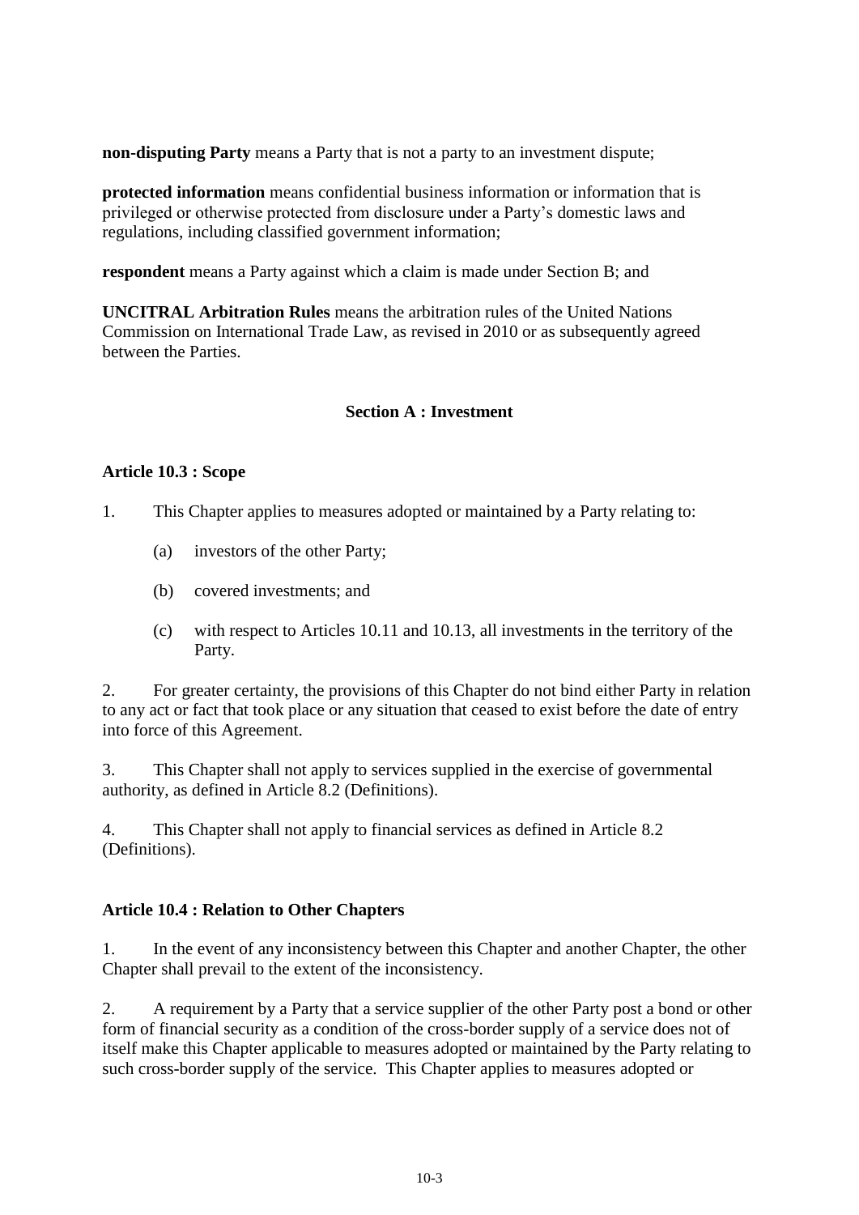**non-disputing Party** means a Party that is not a party to an investment dispute;

**protected information** means confidential business information or information that is privileged or otherwise protected from disclosure under a Party's domestic laws and regulations, including classified government information;

**respondent** means a Party against which a claim is made under Section B; and

**UNCITRAL Arbitration Rules** means the arbitration rules of the United Nations Commission on International Trade Law, as revised in 2010 or as subsequently agreed between the Parties.

## Section A : Investment

### Article 10.3 : Scope

1. This Chapter applies to measures adopted or maintained by a Party relating to:

   (a) investors of the other Party;

   (b) covered investments; and

   (c) with respect to Articles 10.11 and 10.13, all investments in the territory of the Party.

2. For greater certainty, the provisions of this Chapter do not bind either Party in relation to any act or fact that took place or any situation that ceased to exist before the date of entry into force of this Agreement.

3. This Chapter shall not apply to services supplied in the exercise of governmental authority, as defined in Article 8.2 (Definitions).

4. This Chapter shall not apply to financial services as defined in Article 8.2 (Definitions).

### Article 10.4 : Relation to Other Chapters

1. In the event of any inconsistency between this Chapter and another Chapter, the other Chapter shall prevail to the extent of the inconsistency.

2. A requirement by a Party that a service supplier of the other Party post a bond or other form of financial security as a condition of the cross-border supply of a service does not of itself make this Chapter applicable to measures adopted or maintained by the Party relating to such cross-border supply of the service. This Chapter applies to measures adopted or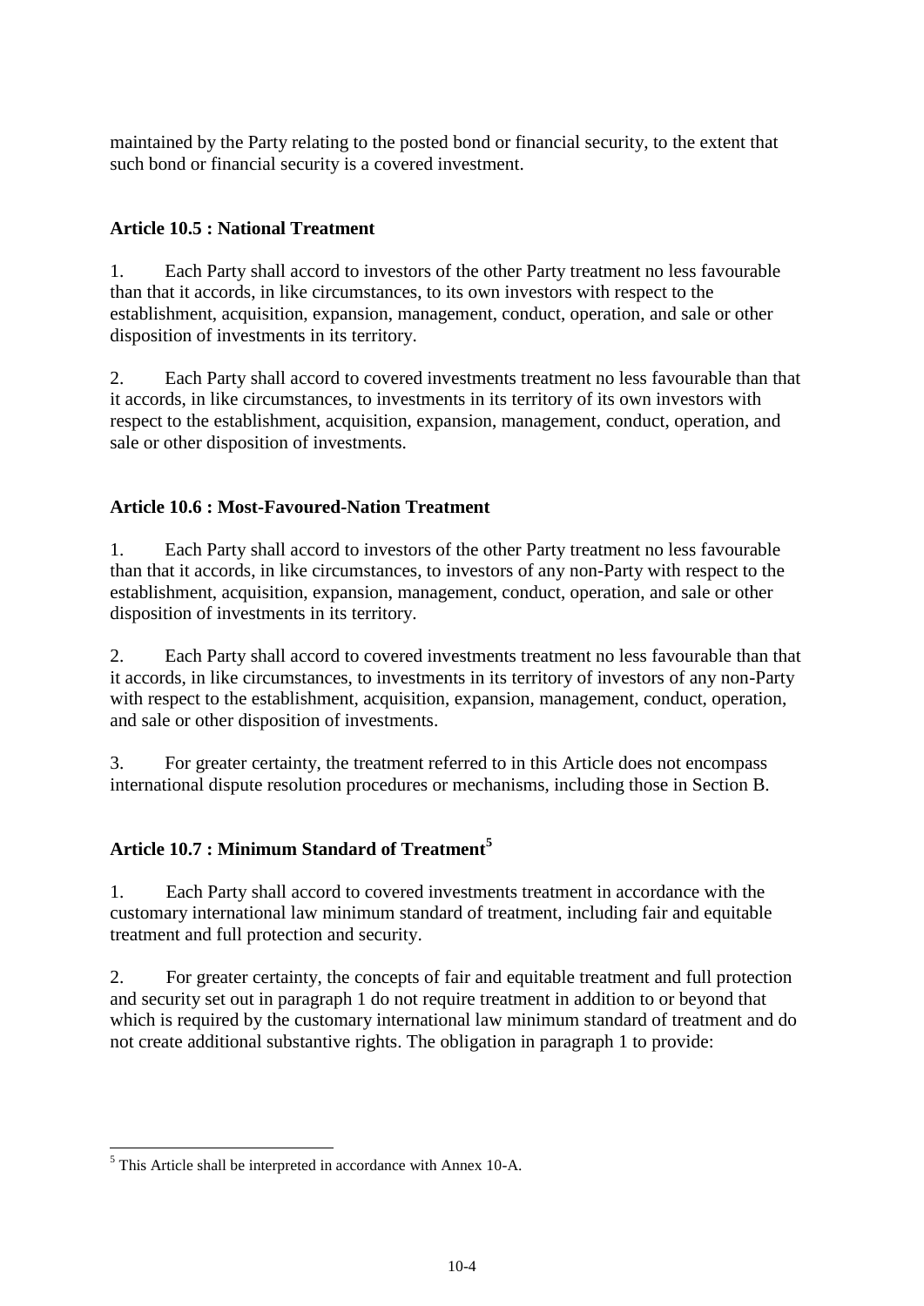maintained by the Party relating to the posted bond or financial security, to the extent that such bond or financial security is a covered investment.

### Article 10.5 : National Treatment

1. Each Party shall accord to investors of the other Party treatment no less favourable than that it accords, in like circumstances, to its own investors with respect to the establishment, acquisition, expansion, management, conduct, operation, and sale or other disposition of investments in its territory.

2. Each Party shall accord to covered investments treatment no less favourable than that it accords, in like circumstances, to investments in its territory of its own investors with respect to the establishment, acquisition, expansion, management, conduct, operation, and sale or other disposition of investments.

### Article 10.6 : Most-Favoured-Nation Treatment

1. Each Party shall accord to investors of the other Party treatment no less favourable than that it accords, in like circumstances, to investors of any non-Party with respect to the establishment, acquisition, expansion, management, conduct, operation, and sale or other disposition of investments in its territory.

2. Each Party shall accord to covered investments treatment no less favourable than that it accords, in like circumstances, to investments in its territory of investors of any non-Party with respect to the establishment, acquisition, expansion, management, conduct, operation, and sale or other disposition of investments.

3. For greater certainty, the treatment referred to in this Article does not encompass international dispute resolution procedures or mechanisms, including those in Section B.

### Article 10.7 : Minimum Standard of Treatment[5]

1. Each Party shall accord to covered investments treatment in accordance with the customary international law minimum standard of treatment, including fair and equitable treatment and full protection and security.

2. For greater certainty, the concepts of fair and equitable treatment and full protection and security set out in paragraph 1 do not require treatment in addition to or beyond that which is required by the customary international law minimum standard of treatment and do not create additional substantive rights. The obligation in paragraph 1 to provide:

---

[5] This Article shall be interpreted in accordance with Annex 10-A.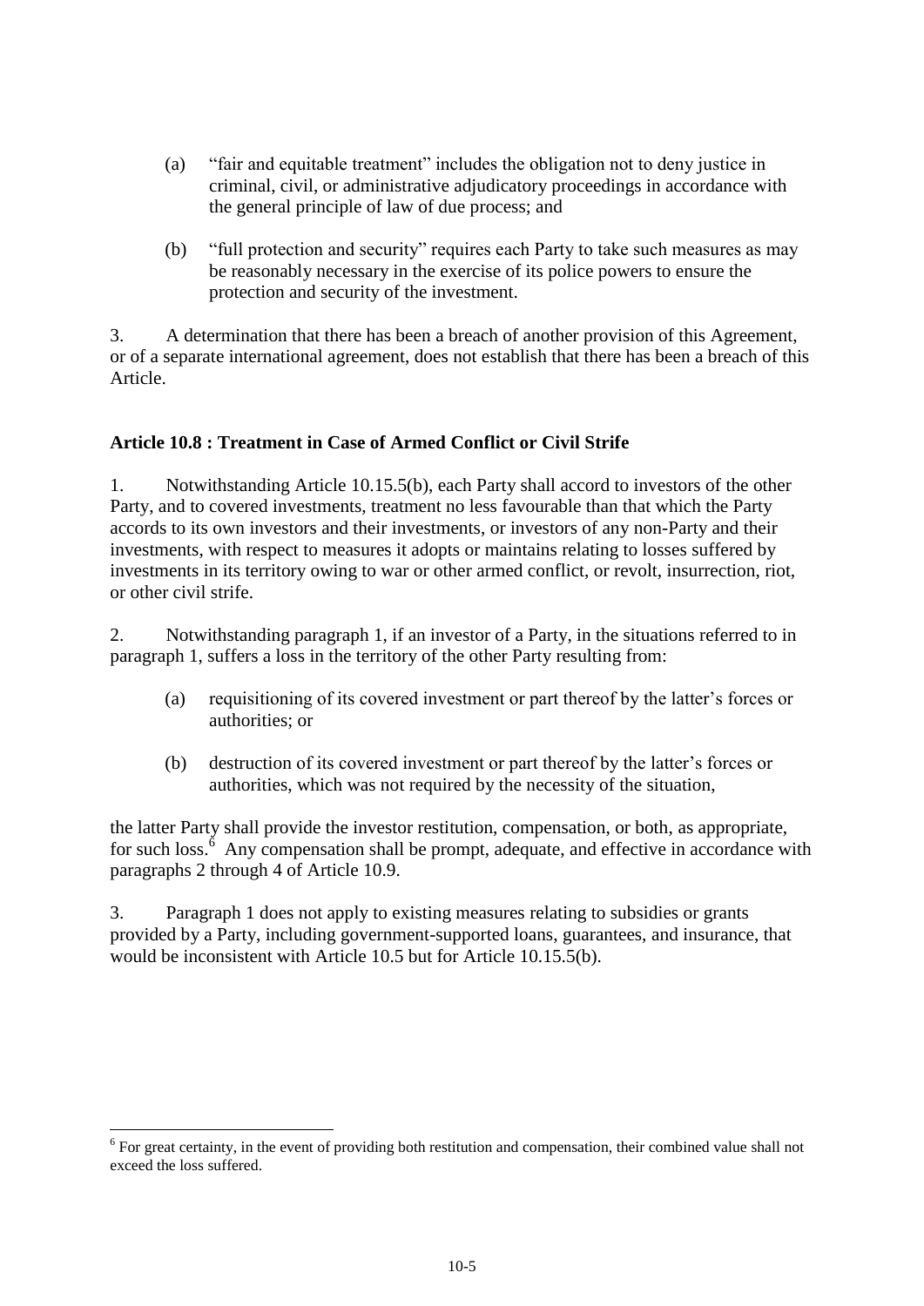(a) "fair and equitable treatment" includes the obligation not to deny justice in criminal, civil, or administrative adjudicatory proceedings in accordance with the general principle of law of due process; and

(b) "full protection and security" requires each Party to take such measures as may be reasonably necessary in the exercise of its police powers to ensure the protection and security of the investment.

3. A determination that there has been a breach of another provision of this Agreement, or of a separate international agreement, does not establish that there has been a breach of this Article.

**Article 10.8 : Treatment in Case of Armed Conflict or Civil Strife**

1. Notwithstanding Article 10.15.5(b), each Party shall accord to investors of the other Party, and to covered investments, treatment no less favourable than that which the Party accords to its own investors and their investments, or investors of any non-Party and their investments, with respect to measures it adopts or maintains relating to losses suffered by investments in its territory owing to war or other armed conflict, or revolt, insurrection, riot, or other civil strife.

2. Notwithstanding paragraph 1, if an investor of a Party, in the situations referred to in paragraph 1, suffers a loss in the territory of the other Party resulting from:

(a) requisitioning of its covered investment or part thereof by the latter's forces or authorities; or

(b) destruction of its covered investment or part thereof by the latter's forces or authorities, which was not required by the necessity of the situation,

the latter Party shall provide the investor restitution, compensation, or both, as appropriate, for such loss.[6] Any compensation shall be prompt, adequate, and effective in accordance with paragraphs 2 through 4 of Article 10.9.

3. Paragraph 1 does not apply to existing measures relating to subsidies or grants provided by a Party, including government-supported loans, guarantees, and insurance, that would be inconsistent with Article 10.5 but for Article 10.15.5(b).

---

[6] For great certainty, in the event of providing both restitution and compensation, their combined value shall not exceed the loss suffered.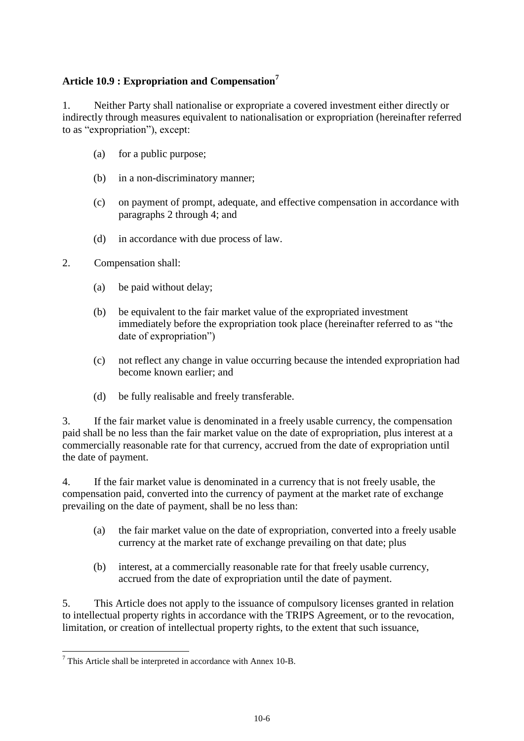## Article 10.9 : Expropriation and Compensation[7]

1. Neither Party shall nationalise or expropriate a covered investment either directly or indirectly through measures equivalent to nationalisation or expropriation (hereinafter referred to as "expropriation"), except:

   (a) for a public purpose;

   (b) in a non-discriminatory manner;

   (c) on payment of prompt, adequate, and effective compensation in accordance with paragraphs 2 through 4; and

   (d) in accordance with due process of law.

2. Compensation shall:

   (a) be paid without delay;

   (b) be equivalent to the fair market value of the expropriated investment immediately before the expropriation took place (hereinafter referred to as "the date of expropriation")

   (c) not reflect any change in value occurring because the intended expropriation had become known earlier; and

   (d) be fully realisable and freely transferable.

3. If the fair market value is denominated in a freely usable currency, the compensation paid shall be no less than the fair market value on the date of expropriation, plus interest at a commercially reasonable rate for that currency, accrued from the date of expropriation until the date of payment.

4. If the fair market value is denominated in a currency that is not freely usable, the compensation paid, converted into the currency of payment at the market rate of exchange prevailing on the date of payment, shall be no less than:

   (a) the fair market value on the date of expropriation, converted into a freely usable currency at the market rate of exchange prevailing on that date; plus

   (b) interest, at a commercially reasonable rate for that freely usable currency, accrued from the date of expropriation until the date of payment.

5. This Article does not apply to the issuance of compulsory licenses granted in relation to intellectual property rights in accordance with the TRIPS Agreement, or to the revocation, limitation, or creation of intellectual property rights, to the extent that such issuance,

---

[7] This Article shall be interpreted in accordance with Annex 10-B.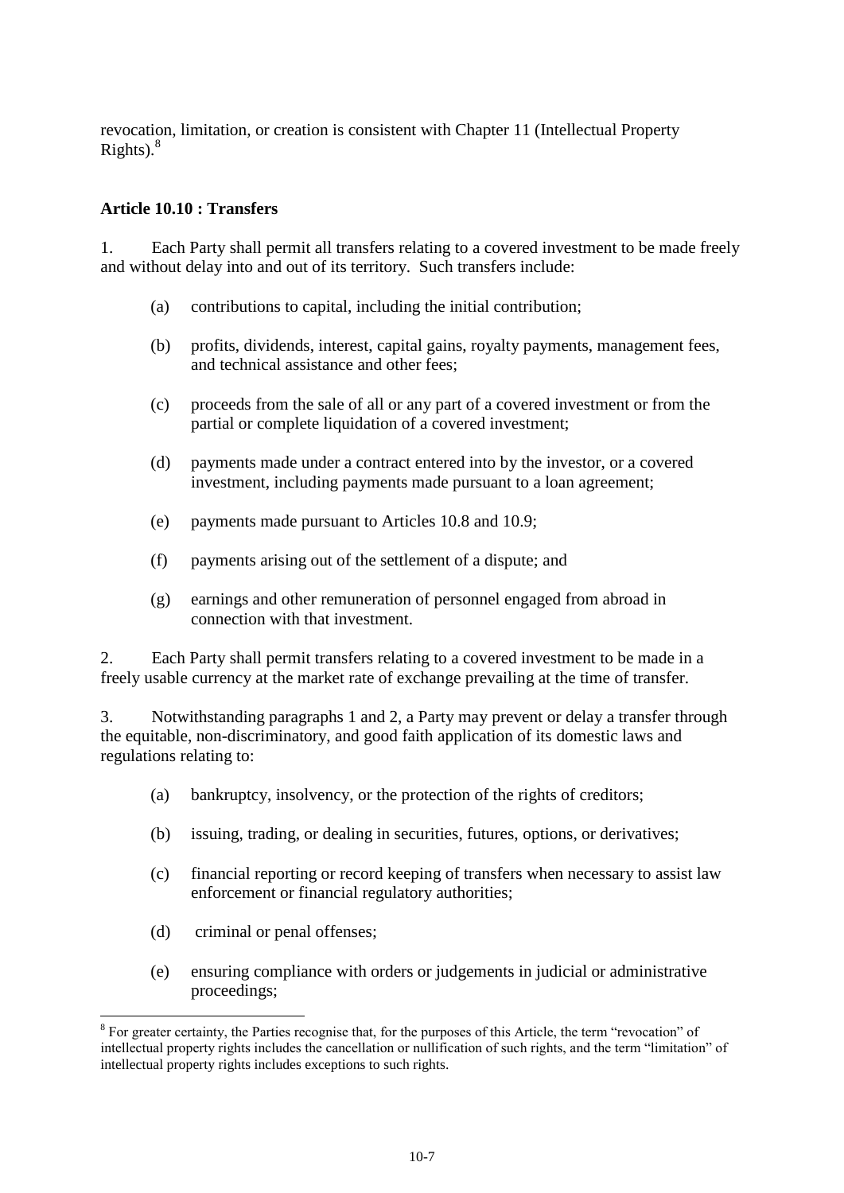revocation, limitation, or creation is consistent with Chapter 11 (Intellectual Property Rights).[8]

**Article 10.10 : Transfers**

1. Each Party shall permit all transfers relating to a covered investment to be made freely and without delay into and out of its territory. Such transfers include:

(a) contributions to capital, including the initial contribution;

(b) profits, dividends, interest, capital gains, royalty payments, management fees, and technical assistance and other fees;

(c) proceeds from the sale of all or any part of a covered investment or from the partial or complete liquidation of a covered investment;

(d) payments made under a contract entered into by the investor, or a covered investment, including payments made pursuant to a loan agreement;

(e) payments made pursuant to Articles 10.8 and 10.9;

(f) payments arising out of the settlement of a dispute; and

(g) earnings and other remuneration of personnel engaged from abroad in connection with that investment.

2. Each Party shall permit transfers relating to a covered investment to be made in a freely usable currency at the market rate of exchange prevailing at the time of transfer.

3. Notwithstanding paragraphs 1 and 2, a Party may prevent or delay a transfer through the equitable, non-discriminatory, and good faith application of its domestic laws and regulations relating to:

(a) bankruptcy, insolvency, or the protection of the rights of creditors;

(b) issuing, trading, or dealing in securities, futures, options, or derivatives;

(c) financial reporting or record keeping of transfers when necessary to assist law enforcement or financial regulatory authorities;

(d) criminal or penal offenses;

(e) ensuring compliance with orders or judgements in judicial or administrative proceedings;

---

[8] For greater certainty, the Parties recognise that, for the purposes of this Article, the term "revocation" of intellectual property rights includes the cancellation or nullification of such rights, and the term "limitation" of intellectual property rights includes exceptions to such rights.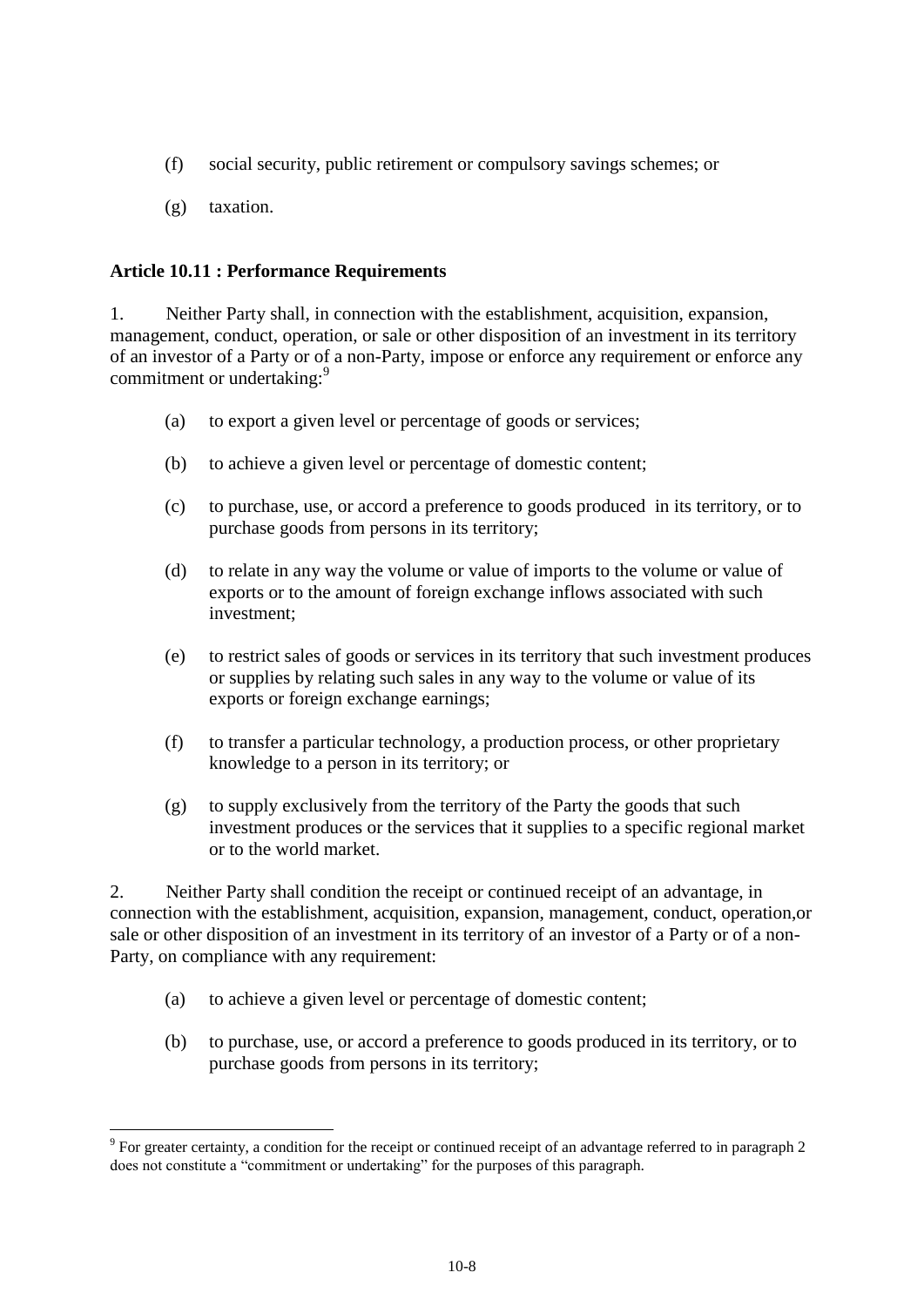(f) social security, public retirement or compulsory savings schemes; or

(g) taxation.

**Article 10.11 : Performance Requirements**

1. Neither Party shall, in connection with the establishment, acquisition, expansion, management, conduct, operation, or sale or other disposition of an investment in its territory of an investor of a Party or of a non-Party, impose or enforce any requirement or enforce any commitment or undertaking:[9]

(a) to export a given level or percentage of goods or services;

(b) to achieve a given level or percentage of domestic content;

(c) to purchase, use, or accord a preference to goods produced in its territory, or to purchase goods from persons in its territory;

(d) to relate in any way the volume or value of imports to the volume or value of exports or to the amount of foreign exchange inflows associated with such investment;

(e) to restrict sales of goods or services in its territory that such investment produces or supplies by relating such sales in any way to the volume or value of its exports or foreign exchange earnings;

(f) to transfer a particular technology, a production process, or other proprietary knowledge to a person in its territory; or

(g) to supply exclusively from the territory of the Party the goods that such investment produces or the services that it supplies to a specific regional market or to the world market.

2. Neither Party shall condition the receipt or continued receipt of an advantage, in connection with the establishment, acquisition, expansion, management, conduct, operation,or sale or other disposition of an investment in its territory of an investor of a Party or of a non-Party, on compliance with any requirement:

(a) to achieve a given level or percentage of domestic content;

(b) to purchase, use, or accord a preference to goods produced in its territory, or to purchase goods from persons in its territory;

---

[9] For greater certainty, a condition for the receipt or continued receipt of an advantage referred to in paragraph 2 does not constitute a "commitment or undertaking" for the purposes of this paragraph.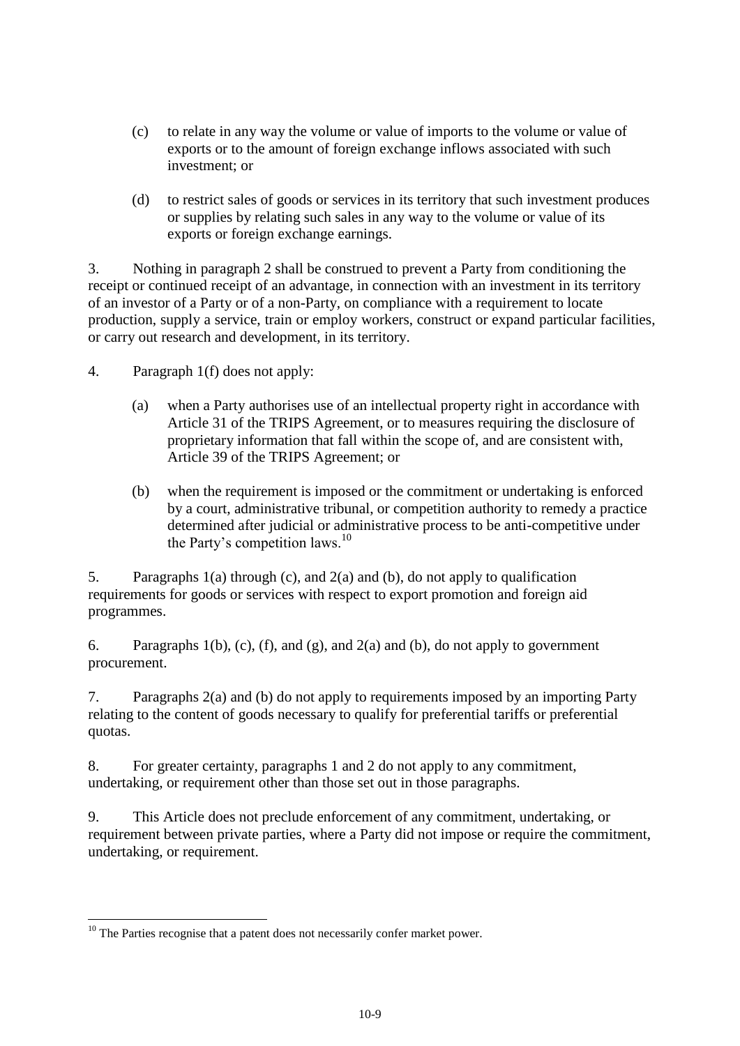(c) to relate in any way the volume or value of imports to the volume or value of exports or to the amount of foreign exchange inflows associated with such investment; or

(d) to restrict sales of goods or services in its territory that such investment produces or supplies by relating such sales in any way to the volume or value of its exports or foreign exchange earnings.

3. Nothing in paragraph 2 shall be construed to prevent a Party from conditioning the receipt or continued receipt of an advantage, in connection with an investment in its territory of an investor of a Party or of a non-Party, on compliance with a requirement to locate production, supply a service, train or employ workers, construct or expand particular facilities, or carry out research and development, in its territory.

4. Paragraph 1(f) does not apply:

(a) when a Party authorises use of an intellectual property right in accordance with Article 31 of the TRIPS Agreement, or to measures requiring the disclosure of proprietary information that fall within the scope of, and are consistent with, Article 39 of the TRIPS Agreement; or

(b) when the requirement is imposed or the commitment or undertaking is enforced by a court, administrative tribunal, or competition authority to remedy a practice determined after judicial or administrative process to be anti-competitive under the Party's competition laws.[10]

5. Paragraphs 1(a) through (c), and 2(a) and (b), do not apply to qualification requirements for goods or services with respect to export promotion and foreign aid programmes.

6. Paragraphs 1(b), (c), (f), and (g), and 2(a) and (b), do not apply to government procurement.

7. Paragraphs 2(a) and (b) do not apply to requirements imposed by an importing Party relating to the content of goods necessary to qualify for preferential tariffs or preferential quotas.

8. For greater certainty, paragraphs 1 and 2 do not apply to any commitment, undertaking, or requirement other than those set out in those paragraphs.

9. This Article does not preclude enforcement of any commitment, undertaking, or requirement between private parties, where a Party did not impose or require the commitment, undertaking, or requirement.

---

[10] The Parties recognise that a patent does not necessarily confer market power.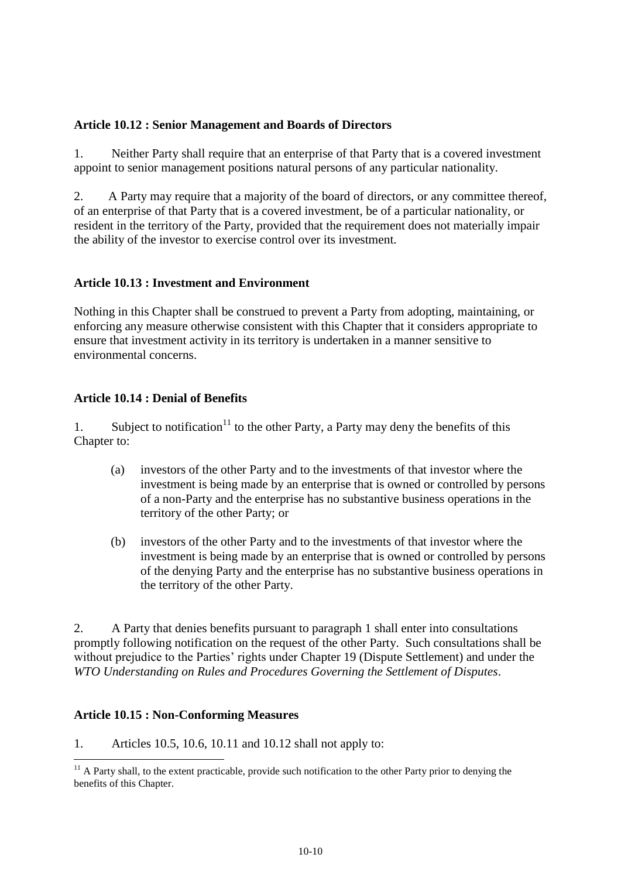**Article 10.12 : Senior Management and Boards of Directors**

1. Neither Party shall require that an enterprise of that Party that is a covered investment appoint to senior management positions natural persons of any particular nationality.

2. A Party may require that a majority of the board of directors, or any committee thereof, of an enterprise of that Party that is a covered investment, be of a particular nationality, or resident in the territory of the Party, provided that the requirement does not materially impair the ability of the investor to exercise control over its investment.

**Article 10.13 : Investment and Environment**

Nothing in this Chapter shall be construed to prevent a Party from adopting, maintaining, or enforcing any measure otherwise consistent with this Chapter that it considers appropriate to ensure that investment activity in its territory is undertaken in a manner sensitive to environmental concerns.

**Article 10.14 : Denial of Benefits**

1. Subject to notification[11] to the other Party, a Party may deny the benefits of this Chapter to:

   (a) investors of the other Party and to the investments of that investor where the investment is being made by an enterprise that is owned or controlled by persons of a non-Party and the enterprise has no substantive business operations in the territory of the other Party; or

   (b) investors of the other Party and to the investments of that investor where the investment is being made by an enterprise that is owned or controlled by persons of the denying Party and the enterprise has no substantive business operations in the territory of the other Party.

2. A Party that denies benefits pursuant to paragraph 1 shall enter into consultations promptly following notification on the request of the other Party. Such consultations shall be without prejudice to the Parties' rights under Chapter 19 (Dispute Settlement) and under the *WTO Understanding on Rules and Procedures Governing the Settlement of Disputes*.

**Article 10.15 : Non-Conforming Measures**

1. Articles 10.5, 10.6, 10.11 and 10.12 shall not apply to:

---

[11] A Party shall, to the extent practicable, provide such notification to the other Party prior to denying the benefits of this Chapter.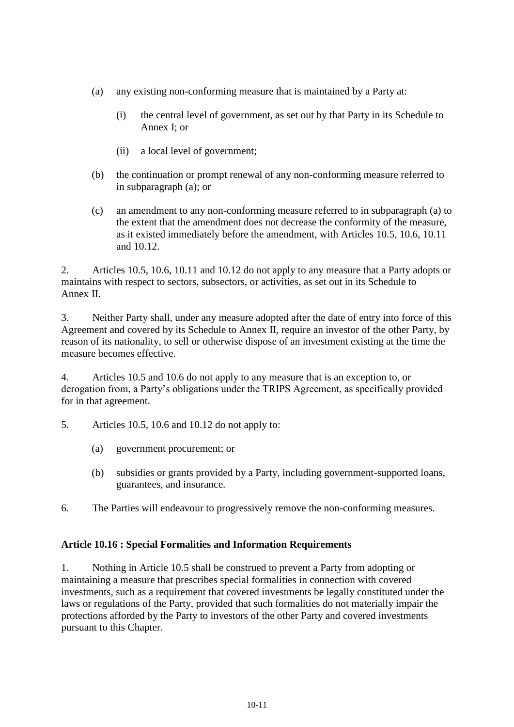(a) any existing non-conforming measure that is maintained by a Party at:

   (i) the central level of government, as set out by that Party in its Schedule to Annex I; or

   (ii) a local level of government;

(b) the continuation or prompt renewal of any non-conforming measure referred to in subparagraph (a); or

(c) an amendment to any non-conforming measure referred to in subparagraph (a) to the extent that the amendment does not decrease the conformity of the measure, as it existed immediately before the amendment, with Articles 10.5, 10.6, 10.11 and 10.12.

2. Articles 10.5, 10.6, 10.11 and 10.12 do not apply to any measure that a Party adopts or maintains with respect to sectors, subsectors, or activities, as set out in its Schedule to Annex II.

3. Neither Party shall, under any measure adopted after the date of entry into force of this Agreement and covered by its Schedule to Annex II, require an investor of the other Party, by reason of its nationality, to sell or otherwise dispose of an investment existing at the time the measure becomes effective.

4. Articles 10.5 and 10.6 do not apply to any measure that is an exception to, or derogation from, a Party's obligations under the TRIPS Agreement, as specifically provided for in that agreement.

5. Articles 10.5, 10.6 and 10.12 do not apply to:

(a) government procurement; or

(b) subsidies or grants provided by a Party, including government-supported loans, guarantees, and insurance.

6. The Parties will endeavour to progressively remove the non-conforming measures.

**Article 10.16 : Special Formalities and Information Requirements**

1. Nothing in Article 10.5 shall be construed to prevent a Party from adopting or maintaining a measure that prescribes special formalities in connection with covered investments, such as a requirement that covered investments be legally constituted under the laws or regulations of the Party, provided that such formalities do not materially impair the protections afforded by the Party to investors of the other Party and covered investments pursuant to this Chapter.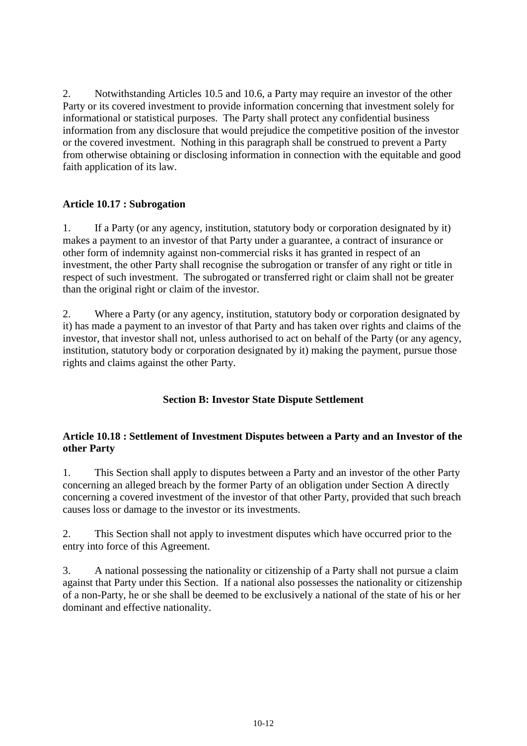2. Notwithstanding Articles 10.5 and 10.6, a Party may require an investor of the other Party or its covered investment to provide information concerning that investment solely for informational or statistical purposes. The Party shall protect any confidential business information from any disclosure that would prejudice the competitive position of the investor or the covered investment. Nothing in this paragraph shall be construed to prevent a Party from otherwise obtaining or disclosing information in connection with the equitable and good faith application of its law.

**Article 10.17 : Subrogation**

1. If a Party (or any agency, institution, statutory body or corporation designated by it) makes a payment to an investor of that Party under a guarantee, a contract of insurance or other form of indemnity against non-commercial risks it has granted in respect of an investment, the other Party shall recognise the subrogation or transfer of any right or title in respect of such investment. The subrogated or transferred right or claim shall not be greater than the original right or claim of the investor.

2. Where a Party (or any agency, institution, statutory body or corporation designated by it) has made a payment to an investor of that Party and has taken over rights and claims of the investor, that investor shall not, unless authorised to act on behalf of the Party (or any agency, institution, statutory body or corporation designated by it) making the payment, pursue those rights and claims against the other Party.

**Section B: Investor State Dispute Settlement**

**Article 10.18 : Settlement of Investment Disputes between a Party and an Investor of the other Party**

1. This Section shall apply to disputes between a Party and an investor of the other Party concerning an alleged breach by the former Party of an obligation under Section A directly concerning a covered investment of the investor of that other Party, provided that such breach causes loss or damage to the investor or its investments.

2. This Section shall not apply to investment disputes which have occurred prior to the entry into force of this Agreement.

3. A national possessing the nationality or citizenship of a Party shall not pursue a claim against that Party under this Section. If a national also possesses the nationality or citizenship of a non-Party, he or she shall be deemed to be exclusively a national of the state of his or her dominant and effective nationality.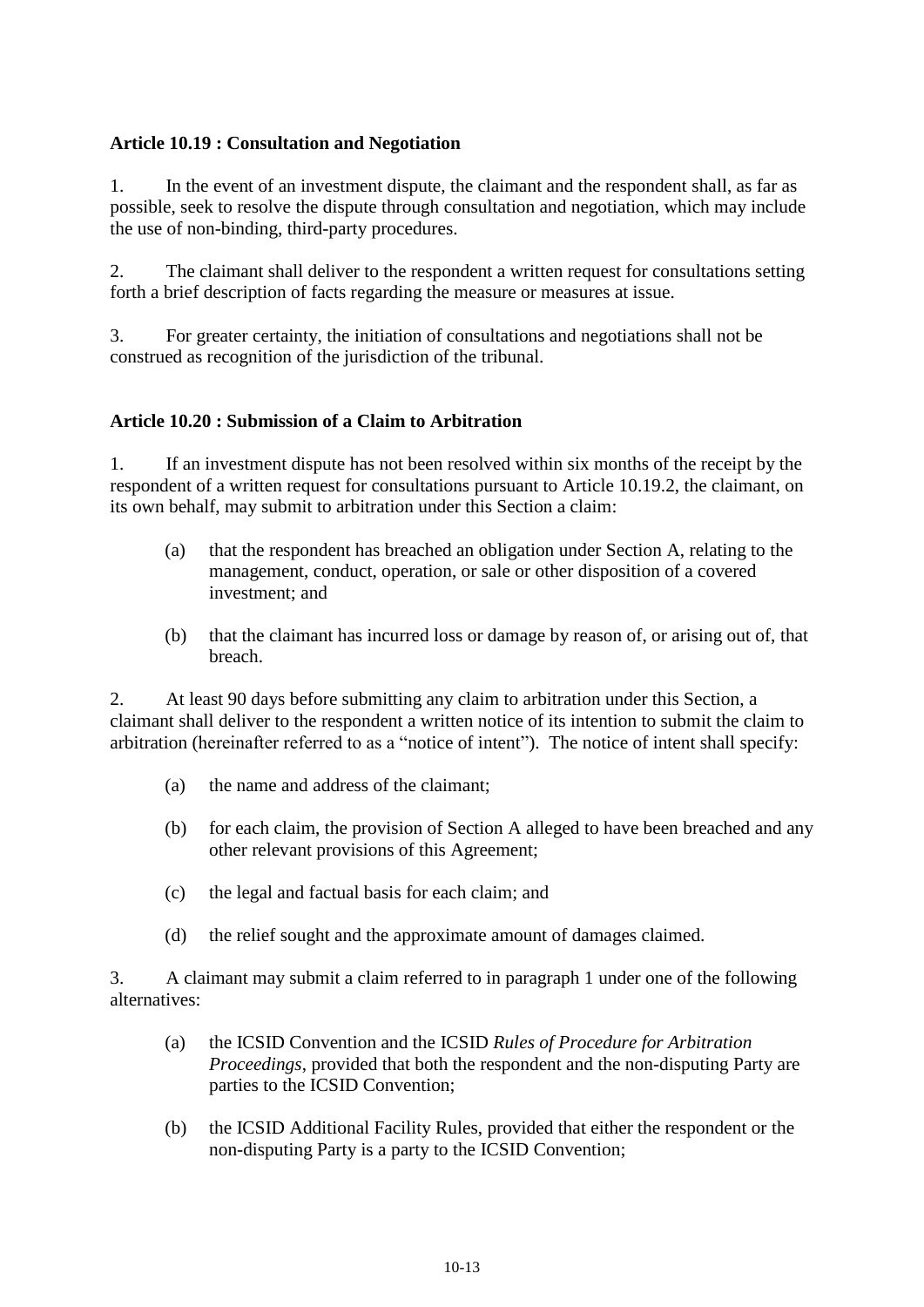**Article 10.19 : Consultation and Negotiation**

1. In the event of an investment dispute, the claimant and the respondent shall, as far as possible, seek to resolve the dispute through consultation and negotiation, which may include the use of non-binding, third-party procedures.

2. The claimant shall deliver to the respondent a written request for consultations setting forth a brief description of facts regarding the measure or measures at issue.

3. For greater certainty, the initiation of consultations and negotiations shall not be construed as recognition of the jurisdiction of the tribunal.

**Article 10.20 : Submission of a Claim to Arbitration**

1. If an investment dispute has not been resolved within six months of the receipt by the respondent of a written request for consultations pursuant to Article 10.19.2, the claimant, on its own behalf, may submit to arbitration under this Section a claim:

(a) that the respondent has breached an obligation under Section A, relating to the management, conduct, operation, or sale or other disposition of a covered investment; and

(b) that the claimant has incurred loss or damage by reason of, or arising out of, that breach.

2. At least 90 days before submitting any claim to arbitration under this Section, a claimant shall deliver to the respondent a written notice of its intention to submit the claim to arbitration (hereinafter referred to as a "notice of intent"). The notice of intent shall specify:

(a) the name and address of the claimant;

(b) for each claim, the provision of Section A alleged to have been breached and any other relevant provisions of this Agreement;

(c) the legal and factual basis for each claim; and

(d) the relief sought and the approximate amount of damages claimed.

3. A claimant may submit a claim referred to in paragraph 1 under one of the following alternatives:

(a) the ICSID Convention and the ICSID *Rules of Procedure for Arbitration Proceedings*, provided that both the respondent and the non-disputing Party are parties to the ICSID Convention;

(b) the ICSID Additional Facility Rules, provided that either the respondent or the non-disputing Party is a party to the ICSID Convention;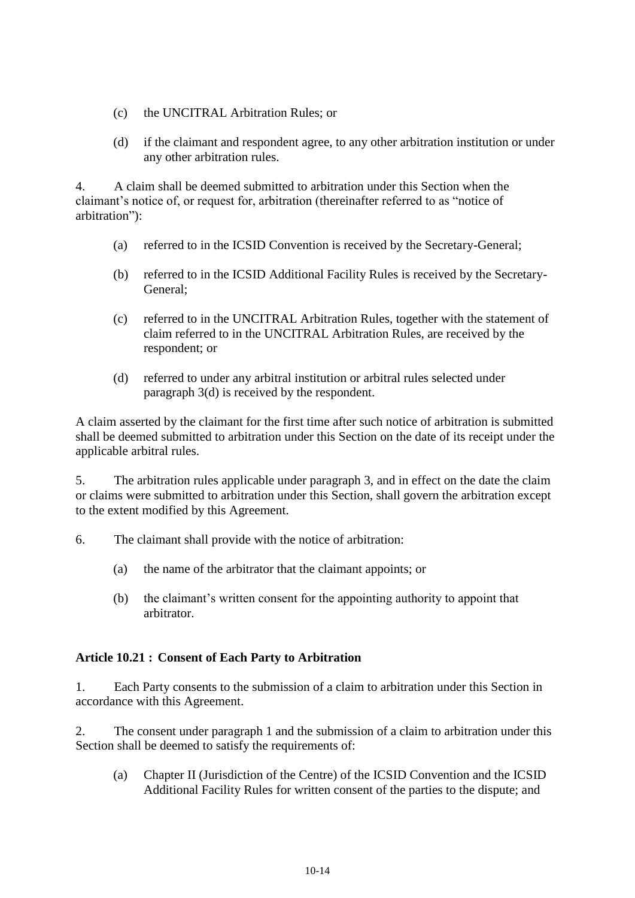(c) the UNCITRAL Arbitration Rules; or

(d) if the claimant and respondent agree, to any other arbitration institution or under any other arbitration rules.

4. A claim shall be deemed submitted to arbitration under this Section when the claimant's notice of, or request for, arbitration (thereinafter referred to as "notice of arbitration"):

(a) referred to in the ICSID Convention is received by the Secretary-General;

(b) referred to in the ICSID Additional Facility Rules is received by the Secretary-General;

(c) referred to in the UNCITRAL Arbitration Rules, together with the statement of claim referred to in the UNCITRAL Arbitration Rules, are received by the respondent; or

(d) referred to under any arbitral institution or arbitral rules selected under paragraph 3(d) is received by the respondent.

A claim asserted by the claimant for the first time after such notice of arbitration is submitted shall be deemed submitted to arbitration under this Section on the date of its receipt under the applicable arbitral rules.

5. The arbitration rules applicable under paragraph 3, and in effect on the date the claim or claims were submitted to arbitration under this Section, shall govern the arbitration except to the extent modified by this Agreement.

6. The claimant shall provide with the notice of arbitration:

(a) the name of the arbitrator that the claimant appoints; or

(b) the claimant's written consent for the appointing authority to appoint that arbitrator.

### Article 10.21 : Consent of Each Party to Arbitration

1. Each Party consents to the submission of a claim to arbitration under this Section in accordance with this Agreement.

2. The consent under paragraph 1 and the submission of a claim to arbitration under this Section shall be deemed to satisfy the requirements of:

(a) Chapter II (Jurisdiction of the Centre) of the ICSID Convention and the ICSID Additional Facility Rules for written consent of the parties to the dispute; and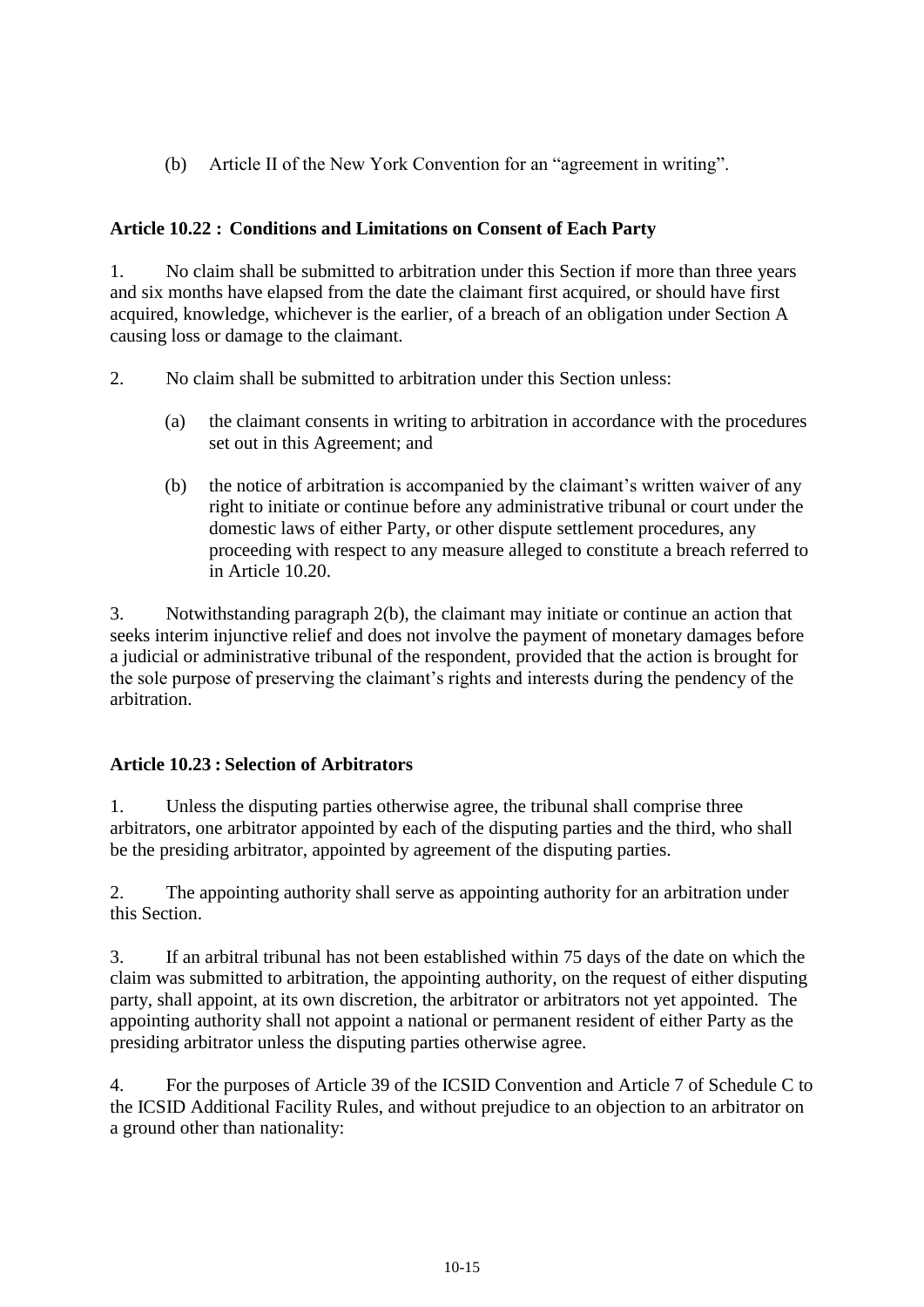(b) Article II of the New York Convention for an "agreement in writing".

### Article 10.22 : Conditions and Limitations on Consent of Each Party

1. No claim shall be submitted to arbitration under this Section if more than three years and six months have elapsed from the date the claimant first acquired, or should have first acquired, knowledge, whichever is the earlier, of a breach of an obligation under Section A causing loss or damage to the claimant.

2. No claim shall be submitted to arbitration under this Section unless:

   (a) the claimant consents in writing to arbitration in accordance with the procedures set out in this Agreement; and

   (b) the notice of arbitration is accompanied by the claimant's written waiver of any right to initiate or continue before any administrative tribunal or court under the domestic laws of either Party, or other dispute settlement procedures, any proceeding with respect to any measure alleged to constitute a breach referred to in Article 10.20.

3. Notwithstanding paragraph 2(b), the claimant may initiate or continue an action that seeks interim injunctive relief and does not involve the payment of monetary damages before a judicial or administrative tribunal of the respondent, provided that the action is brought for the sole purpose of preserving the claimant's rights and interests during the pendency of the arbitration.

### Article 10.23 : Selection of Arbitrators

1. Unless the disputing parties otherwise agree, the tribunal shall comprise three arbitrators, one arbitrator appointed by each of the disputing parties and the third, who shall be the presiding arbitrator, appointed by agreement of the disputing parties.

2. The appointing authority shall serve as appointing authority for an arbitration under this Section.

3. If an arbitral tribunal has not been established within 75 days of the date on which the claim was submitted to arbitration, the appointing authority, on the request of either disputing party, shall appoint, at its own discretion, the arbitrator or arbitrators not yet appointed. The appointing authority shall not appoint a national or permanent resident of either Party as the presiding arbitrator unless the disputing parties otherwise agree.

4. For the purposes of Article 39 of the ICSID Convention and Article 7 of Schedule C to the ICSID Additional Facility Rules, and without prejudice to an objection to an arbitrator on a ground other than nationality: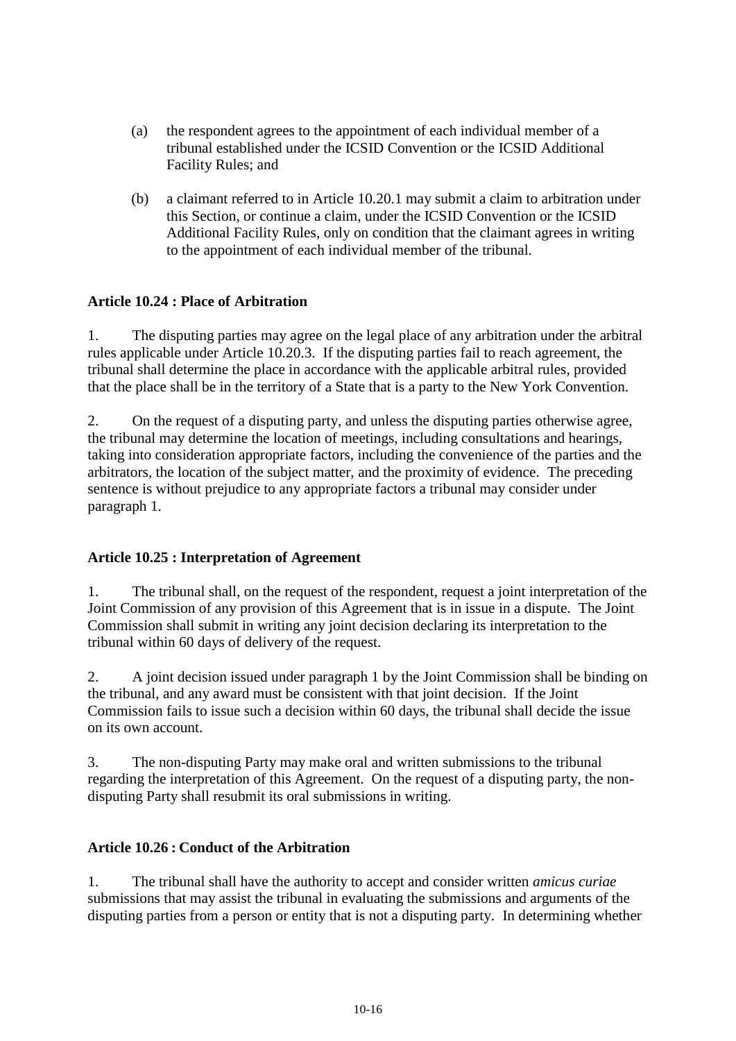(a) the respondent agrees to the appointment of each individual member of a tribunal established under the ICSID Convention or the ICSID Additional Facility Rules; and

(b) a claimant referred to in Article 10.20.1 may submit a claim to arbitration under this Section, or continue a claim, under the ICSID Convention or the ICSID Additional Facility Rules, only on condition that the claimant agrees in writing to the appointment of each individual member of the tribunal.

**Article 10.24 : Place of Arbitration**

1. The disputing parties may agree on the legal place of any arbitration under the arbitral rules applicable under Article 10.20.3. If the disputing parties fail to reach agreement, the tribunal shall determine the place in accordance with the applicable arbitral rules, provided that the place shall be in the territory of a State that is a party to the New York Convention.

2. On the request of a disputing party, and unless the disputing parties otherwise agree, the tribunal may determine the location of meetings, including consultations and hearings, taking into consideration appropriate factors, including the convenience of the parties and the arbitrators, the location of the subject matter, and the proximity of evidence. The preceding sentence is without prejudice to any appropriate factors a tribunal may consider under paragraph 1.

**Article 10.25 : Interpretation of Agreement**

1. The tribunal shall, on the request of the respondent, request a joint interpretation of the Joint Commission of any provision of this Agreement that is in issue in a dispute. The Joint Commission shall submit in writing any joint decision declaring its interpretation to the tribunal within 60 days of delivery of the request.

2. A joint decision issued under paragraph 1 by the Joint Commission shall be binding on the tribunal, and any award must be consistent with that joint decision. If the Joint Commission fails to issue such a decision within 60 days, the tribunal shall decide the issue on its own account.

3. The non-disputing Party may make oral and written submissions to the tribunal regarding the interpretation of this Agreement. On the request of a disputing party, the non-disputing Party shall resubmit its oral submissions in writing.

**Article 10.26 : Conduct of the Arbitration**

1. The tribunal shall have the authority to accept and consider written *amicus curiae* submissions that may assist the tribunal in evaluating the submissions and arguments of the disputing parties from a person or entity that is not a disputing party. In determining whether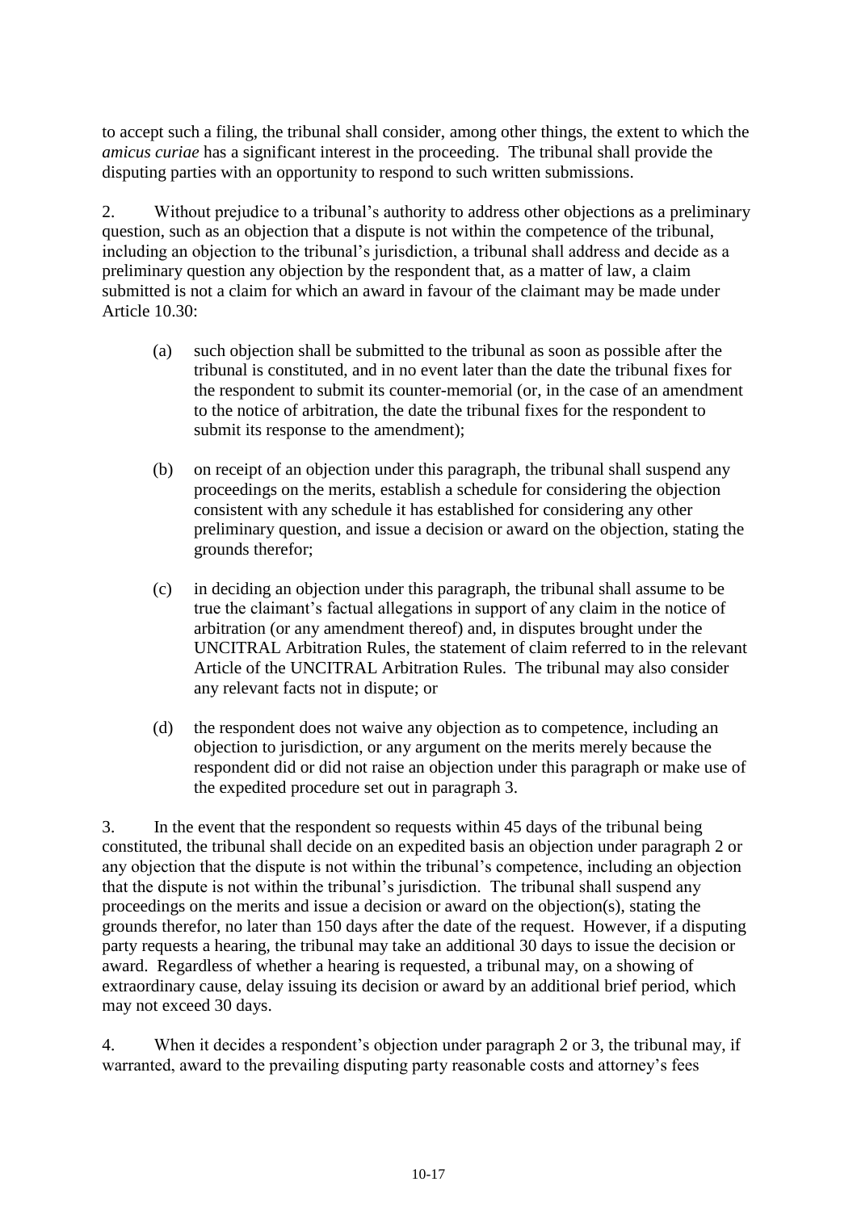to accept such a filing, the tribunal shall consider, among other things, the extent to which the *amicus curiae* has a significant interest in the proceeding. The tribunal shall provide the disputing parties with an opportunity to respond to such written submissions.

2. Without prejudice to a tribunal's authority to address other objections as a preliminary question, such as an objection that a dispute is not within the competence of the tribunal, including an objection to the tribunal's jurisdiction, a tribunal shall address and decide as a preliminary question any objection by the respondent that, as a matter of law, a claim submitted is not a claim for which an award in favour of the claimant may be made under Article 10.30:

(a) such objection shall be submitted to the tribunal as soon as possible after the tribunal is constituted, and in no event later than the date the tribunal fixes for the respondent to submit its counter-memorial (or, in the case of an amendment to the notice of arbitration, the date the tribunal fixes for the respondent to submit its response to the amendment);

(b) on receipt of an objection under this paragraph, the tribunal shall suspend any proceedings on the merits, establish a schedule for considering the objection consistent with any schedule it has established for considering any other preliminary question, and issue a decision or award on the objection, stating the grounds therefor;

(c) in deciding an objection under this paragraph, the tribunal shall assume to be true the claimant's factual allegations in support of any claim in the notice of arbitration (or any amendment thereof) and, in disputes brought under the UNCITRAL Arbitration Rules, the statement of claim referred to in the relevant Article of the UNCITRAL Arbitration Rules. The tribunal may also consider any relevant facts not in dispute; or

(d) the respondent does not waive any objection as to competence, including an objection to jurisdiction, or any argument on the merits merely because the respondent did or did not raise an objection under this paragraph or make use of the expedited procedure set out in paragraph 3.

3. In the event that the respondent so requests within 45 days of the tribunal being constituted, the tribunal shall decide on an expedited basis an objection under paragraph 2 or any objection that the dispute is not within the tribunal's competence, including an objection that the dispute is not within the tribunal's jurisdiction. The tribunal shall suspend any proceedings on the merits and issue a decision or award on the objection(s), stating the grounds therefor, no later than 150 days after the date of the request. However, if a disputing party requests a hearing, the tribunal may take an additional 30 days to issue the decision or award. Regardless of whether a hearing is requested, a tribunal may, on a showing of extraordinary cause, delay issuing its decision or award by an additional brief period, which may not exceed 30 days.

4. When it decides a respondent's objection under paragraph 2 or 3, the tribunal may, if warranted, award to the prevailing disputing party reasonable costs and attorney's fees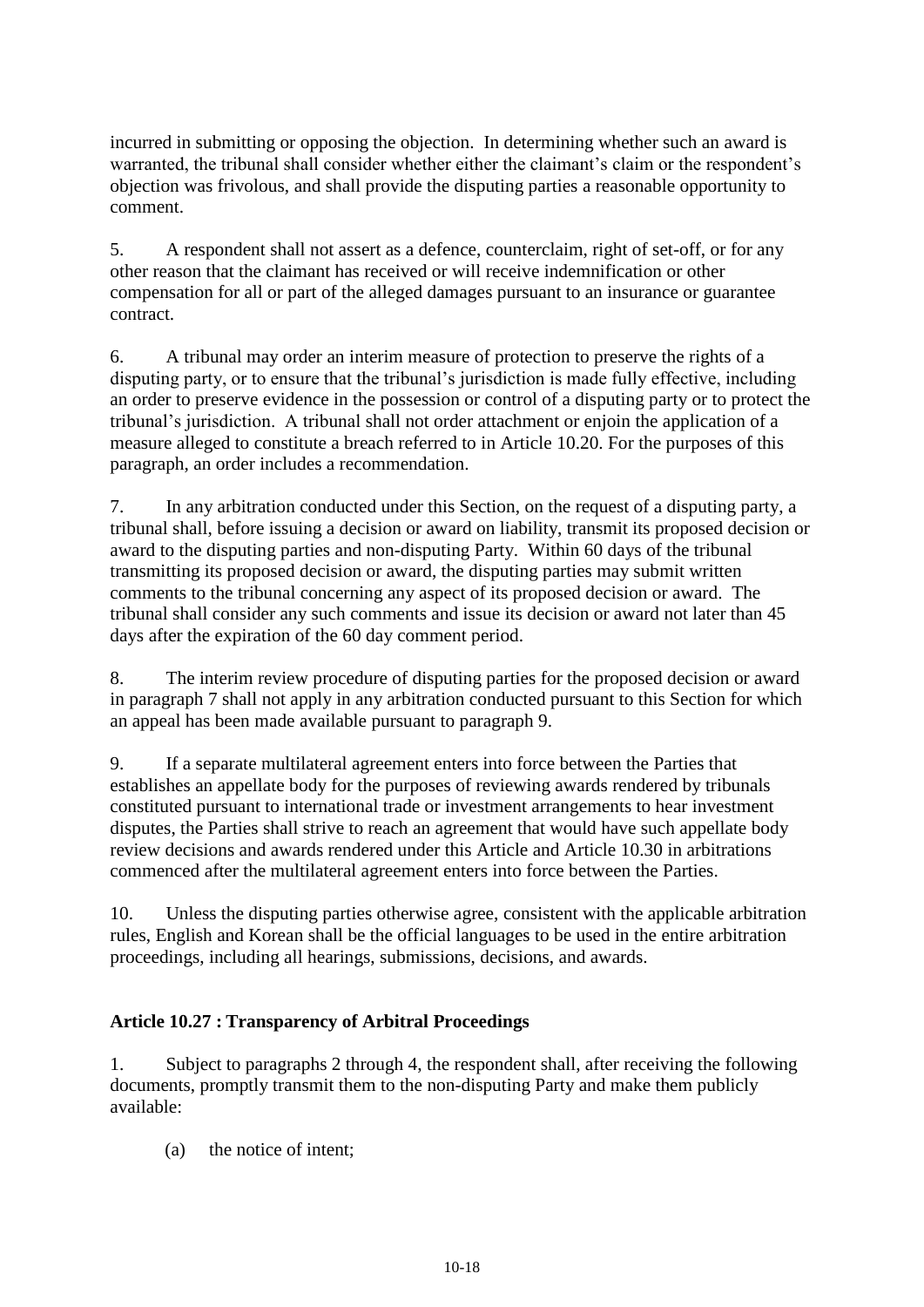incurred in submitting or opposing the objection. In determining whether such an award is warranted, the tribunal shall consider whether either the claimant's claim or the respondent's objection was frivolous, and shall provide the disputing parties a reasonable opportunity to comment.

5. A respondent shall not assert as a defence, counterclaim, right of set-off, or for any other reason that the claimant has received or will receive indemnification or other compensation for all or part of the alleged damages pursuant to an insurance or guarantee contract.

6. A tribunal may order an interim measure of protection to preserve the rights of a disputing party, or to ensure that the tribunal's jurisdiction is made fully effective, including an order to preserve evidence in the possession or control of a disputing party or to protect the tribunal's jurisdiction. A tribunal shall not order attachment or enjoin the application of a measure alleged to constitute a breach referred to in Article 10.20. For the purposes of this paragraph, an order includes a recommendation.

7. In any arbitration conducted under this Section, on the request of a disputing party, a tribunal shall, before issuing a decision or award on liability, transmit its proposed decision or award to the disputing parties and non-disputing Party. Within 60 days of the tribunal transmitting its proposed decision or award, the disputing parties may submit written comments to the tribunal concerning any aspect of its proposed decision or award. The tribunal shall consider any such comments and issue its decision or award not later than 45 days after the expiration of the 60 day comment period.

8. The interim review procedure of disputing parties for the proposed decision or award in paragraph 7 shall not apply in any arbitration conducted pursuant to this Section for which an appeal has been made available pursuant to paragraph 9.

9. If a separate multilateral agreement enters into force between the Parties that establishes an appellate body for the purposes of reviewing awards rendered by tribunals constituted pursuant to international trade or investment arrangements to hear investment disputes, the Parties shall strive to reach an agreement that would have such appellate body review decisions and awards rendered under this Article and Article 10.30 in arbitrations commenced after the multilateral agreement enters into force between the Parties.

10. Unless the disputing parties otherwise agree, consistent with the applicable arbitration rules, English and Korean shall be the official languages to be used in the entire arbitration proceedings, including all hearings, submissions, decisions, and awards.

**Article 10.27 : Transparency of Arbitral Proceedings**

1. Subject to paragraphs 2 through 4, the respondent shall, after receiving the following documents, promptly transmit them to the non-disputing Party and make them publicly available:

(a) the notice of intent;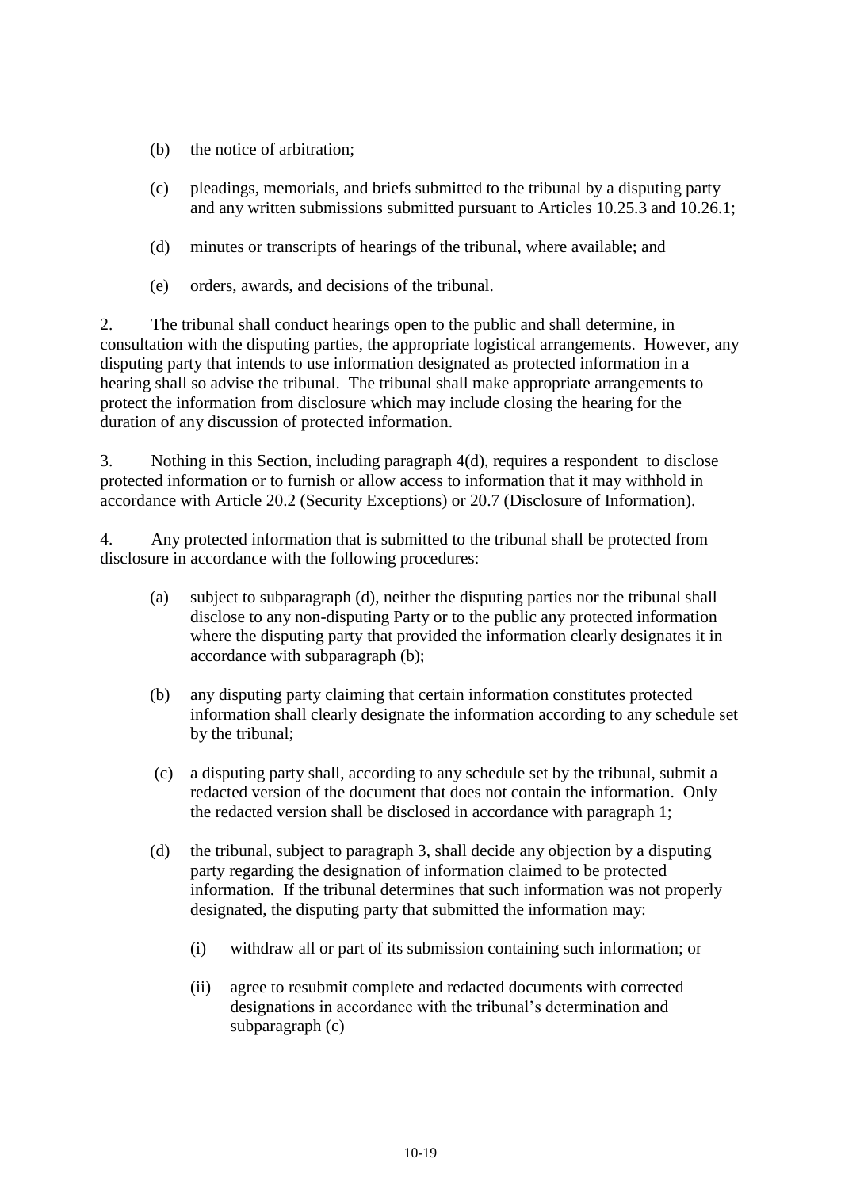(b) the notice of arbitration;

(c) pleadings, memorials, and briefs submitted to the tribunal by a disputing party and any written submissions submitted pursuant to Articles 10.25.3 and 10.26.1;

(d) minutes or transcripts of hearings of the tribunal, where available; and

(e) orders, awards, and decisions of the tribunal.

2. The tribunal shall conduct hearings open to the public and shall determine, in consultation with the disputing parties, the appropriate logistical arrangements. However, any disputing party that intends to use information designated as protected information in a hearing shall so advise the tribunal. The tribunal shall make appropriate arrangements to protect the information from disclosure which may include closing the hearing for the duration of any discussion of protected information.

3. Nothing in this Section, including paragraph 4(d), requires a respondent to disclose protected information or to furnish or allow access to information that it may withhold in accordance with Article 20.2 (Security Exceptions) or 20.7 (Disclosure of Information).

4. Any protected information that is submitted to the tribunal shall be protected from disclosure in accordance with the following procedures:

(a) subject to subparagraph (d), neither the disputing parties nor the tribunal shall disclose to any non-disputing Party or to the public any protected information where the disputing party that provided the information clearly designates it in accordance with subparagraph (b);

(b) any disputing party claiming that certain information constitutes protected information shall clearly designate the information according to any schedule set by the tribunal;

(c) a disputing party shall, according to any schedule set by the tribunal, submit a redacted version of the document that does not contain the information. Only the redacted version shall be disclosed in accordance with paragraph 1;

(d) the tribunal, subject to paragraph 3, shall decide any objection by a disputing party regarding the designation of information claimed to be protected information. If the tribunal determines that such information was not properly designated, the disputing party that submitted the information may:

   (i) withdraw all or part of its submission containing such information; or

   (ii) agree to resubmit complete and redacted documents with corrected designations in accordance with the tribunal's determination and subparagraph (c)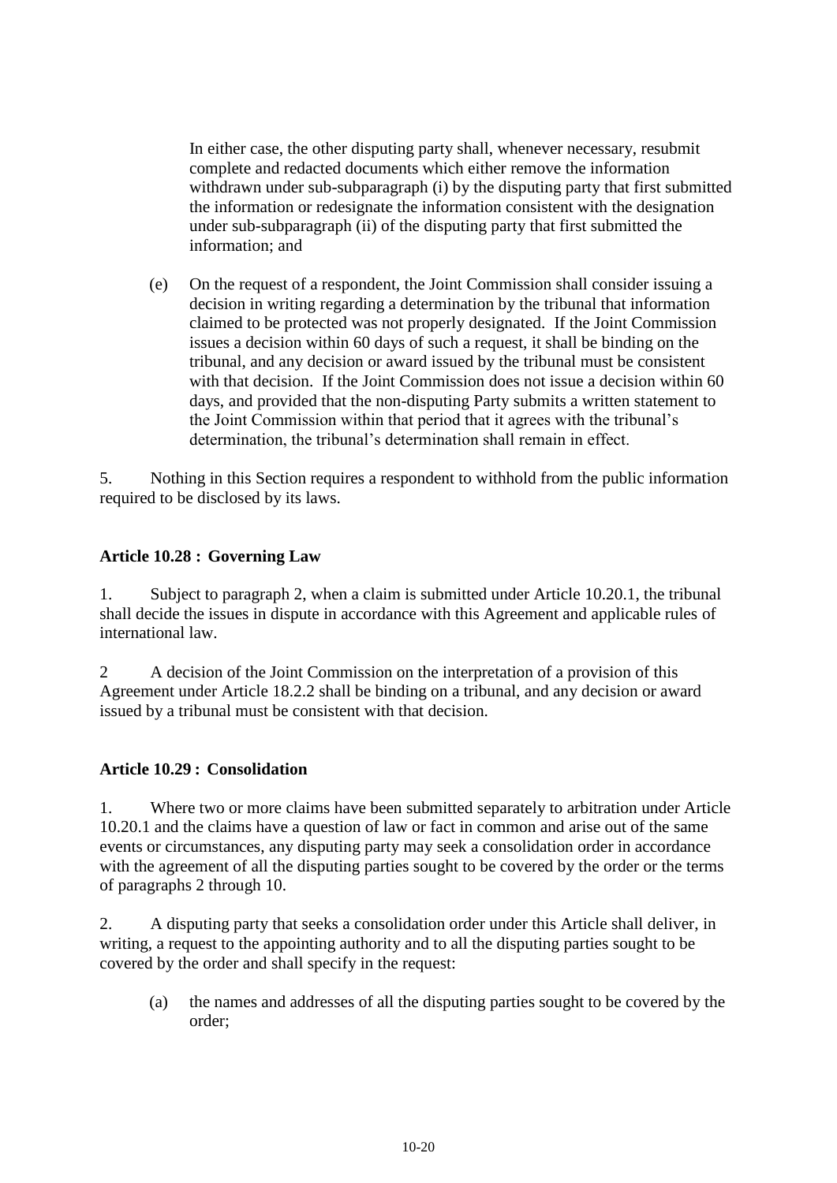In either case, the other disputing party shall, whenever necessary, resubmit complete and redacted documents which either remove the information withdrawn under sub-subparagraph (i) by the disputing party that first submitted the information or redesignate the information consistent with the designation under sub-subparagraph (ii) of the disputing party that first submitted the information; and

(e) On the request of a respondent, the Joint Commission shall consider issuing a decision in writing regarding a determination by the tribunal that information claimed to be protected was not properly designated. If the Joint Commission issues a decision within 60 days of such a request, it shall be binding on the tribunal, and any decision or award issued by the tribunal must be consistent with that decision. If the Joint Commission does not issue a decision within 60 days, and provided that the non-disputing Party submits a written statement to the Joint Commission within that period that it agrees with the tribunal's determination, the tribunal's determination shall remain in effect.

5. Nothing in this Section requires a respondent to withhold from the public information required to be disclosed by its laws.

**Article 10.28 : Governing Law**

1. Subject to paragraph 2, when a claim is submitted under Article 10.20.1, the tribunal shall decide the issues in dispute in accordance with this Agreement and applicable rules of international law.

2 A decision of the Joint Commission on the interpretation of a provision of this Agreement under Article 18.2.2 shall be binding on a tribunal, and any decision or award issued by a tribunal must be consistent with that decision.

**Article 10.29 : Consolidation**

1. Where two or more claims have been submitted separately to arbitration under Article 10.20.1 and the claims have a question of law or fact in common and arise out of the same events or circumstances, any disputing party may seek a consolidation order in accordance with the agreement of all the disputing parties sought to be covered by the order or the terms of paragraphs 2 through 10.

2. A disputing party that seeks a consolidation order under this Article shall deliver, in writing, a request to the appointing authority and to all the disputing parties sought to be covered by the order and shall specify in the request:

(a) the names and addresses of all the disputing parties sought to be covered by the order;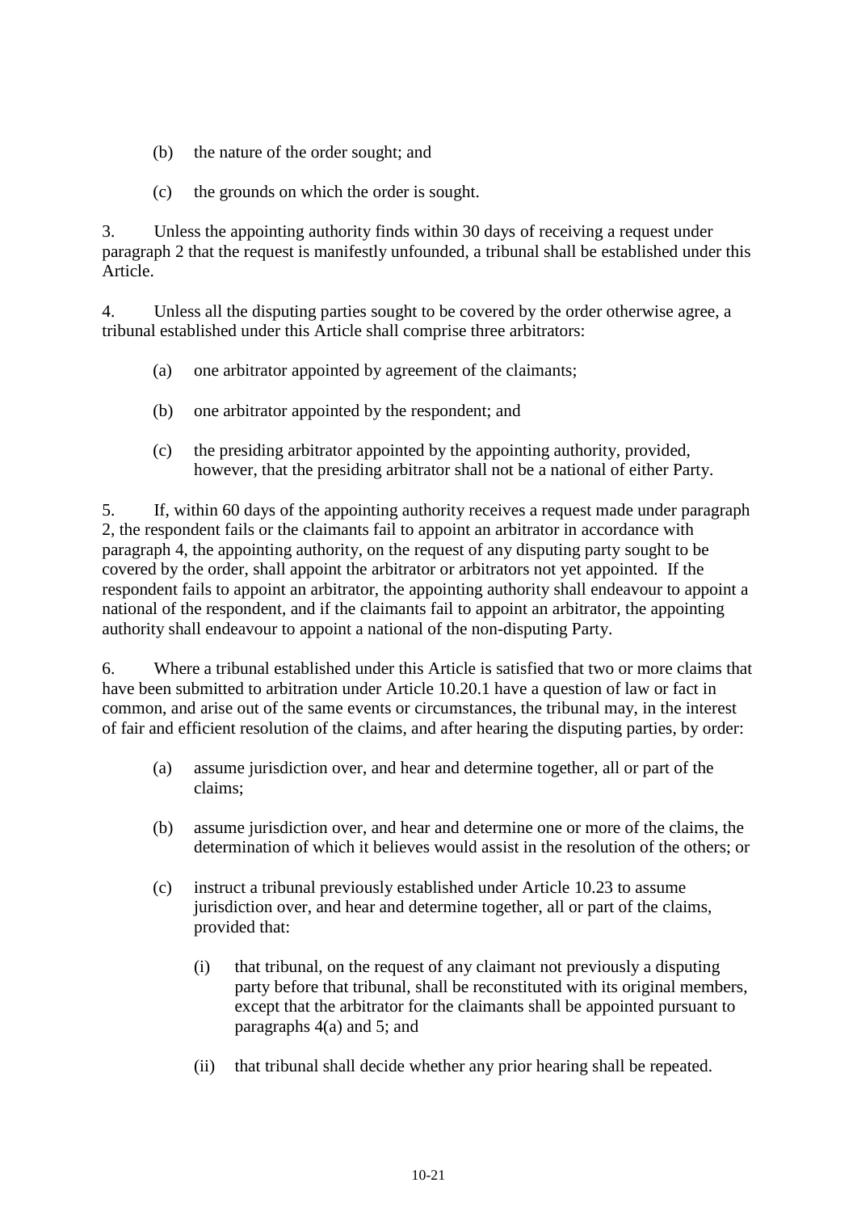(b) the nature of the order sought; and

(c) the grounds on which the order is sought.

3. Unless the appointing authority finds within 30 days of receiving a request under paragraph 2 that the request is manifestly unfounded, a tribunal shall be established under this Article.

4. Unless all the disputing parties sought to be covered by the order otherwise agree, a tribunal established under this Article shall comprise three arbitrators:

(a) one arbitrator appointed by agreement of the claimants;

(b) one arbitrator appointed by the respondent; and

(c) the presiding arbitrator appointed by the appointing authority, provided, however, that the presiding arbitrator shall not be a national of either Party.

5. If, within 60 days of the appointing authority receives a request made under paragraph 2, the respondent fails or the claimants fail to appoint an arbitrator in accordance with paragraph 4, the appointing authority, on the request of any disputing party sought to be covered by the order, shall appoint the arbitrator or arbitrators not yet appointed. If the respondent fails to appoint an arbitrator, the appointing authority shall endeavour to appoint a national of the respondent, and if the claimants fail to appoint an arbitrator, the appointing authority shall endeavour to appoint a national of the non-disputing Party.

6. Where a tribunal established under this Article is satisfied that two or more claims that have been submitted to arbitration under Article 10.20.1 have a question of law or fact in common, and arise out of the same events or circumstances, the tribunal may, in the interest of fair and efficient resolution of the claims, and after hearing the disputing parties, by order:

(a) assume jurisdiction over, and hear and determine together, all or part of the claims;

(b) assume jurisdiction over, and hear and determine one or more of the claims, the determination of which it believes would assist in the resolution of the others; or

(c) instruct a tribunal previously established under Article 10.23 to assume jurisdiction over, and hear and determine together, all or part of the claims, provided that:

    (i) that tribunal, on the request of any claimant not previously a disputing party before that tribunal, shall be reconstituted with its original members, except that the arbitrator for the claimants shall be appointed pursuant to paragraphs 4(a) and 5; and

    (ii) that tribunal shall decide whether any prior hearing shall be repeated.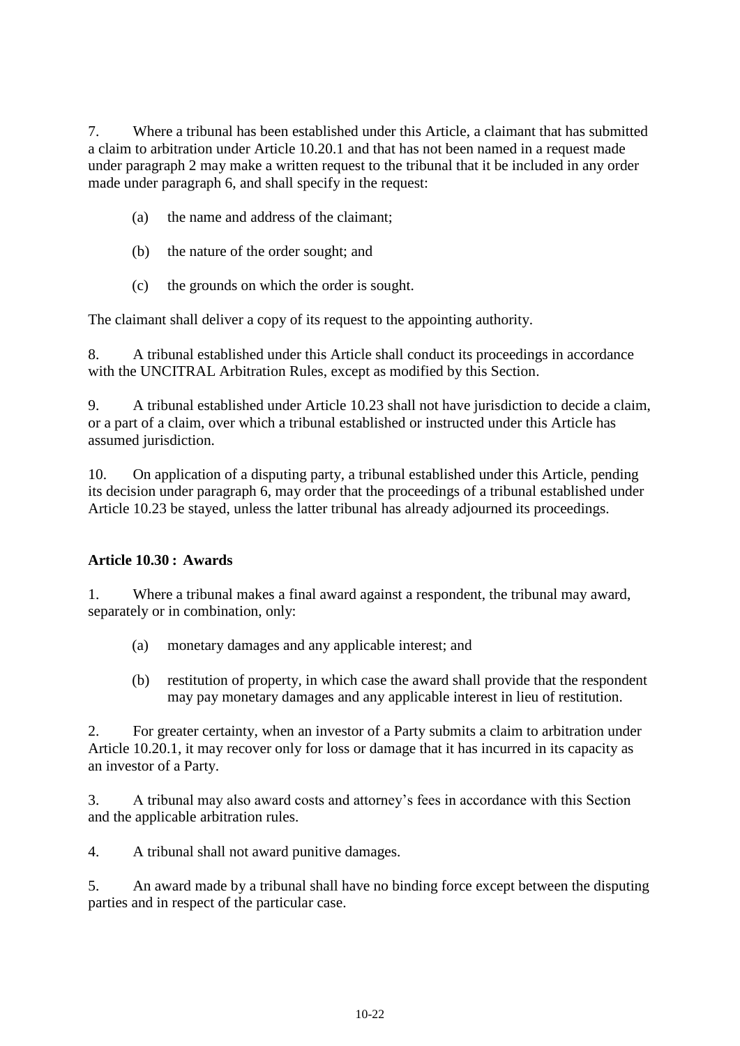7. Where a tribunal has been established under this Article, a claimant that has submitted a claim to arbitration under Article 10.20.1 and that has not been named in a request made under paragraph 2 may make a written request to the tribunal that it be included in any order made under paragraph 6, and shall specify in the request:

(a) the name and address of the claimant;

(b) the nature of the order sought; and

(c) the grounds on which the order is sought.

The claimant shall deliver a copy of its request to the appointing authority.

8. A tribunal established under this Article shall conduct its proceedings in accordance with the UNCITRAL Arbitration Rules, except as modified by this Section.

9. A tribunal established under Article 10.23 shall not have jurisdiction to decide a claim, or a part of a claim, over which a tribunal established or instructed under this Article has assumed jurisdiction.

10. On application of a disputing party, a tribunal established under this Article, pending its decision under paragraph 6, may order that the proceedings of a tribunal established under Article 10.23 be stayed, unless the latter tribunal has already adjourned its proceedings.

**Article 10.30 : Awards**

1. Where a tribunal makes a final award against a respondent, the tribunal may award, separately or in combination, only:

(a) monetary damages and any applicable interest; and

(b) restitution of property, in which case the award shall provide that the respondent may pay monetary damages and any applicable interest in lieu of restitution.

2. For greater certainty, when an investor of a Party submits a claim to arbitration under Article 10.20.1, it may recover only for loss or damage that it has incurred in its capacity as an investor of a Party.

3. A tribunal may also award costs and attorney's fees in accordance with this Section and the applicable arbitration rules.

4. A tribunal shall not award punitive damages.

5. An award made by a tribunal shall have no binding force except between the disputing parties and in respect of the particular case.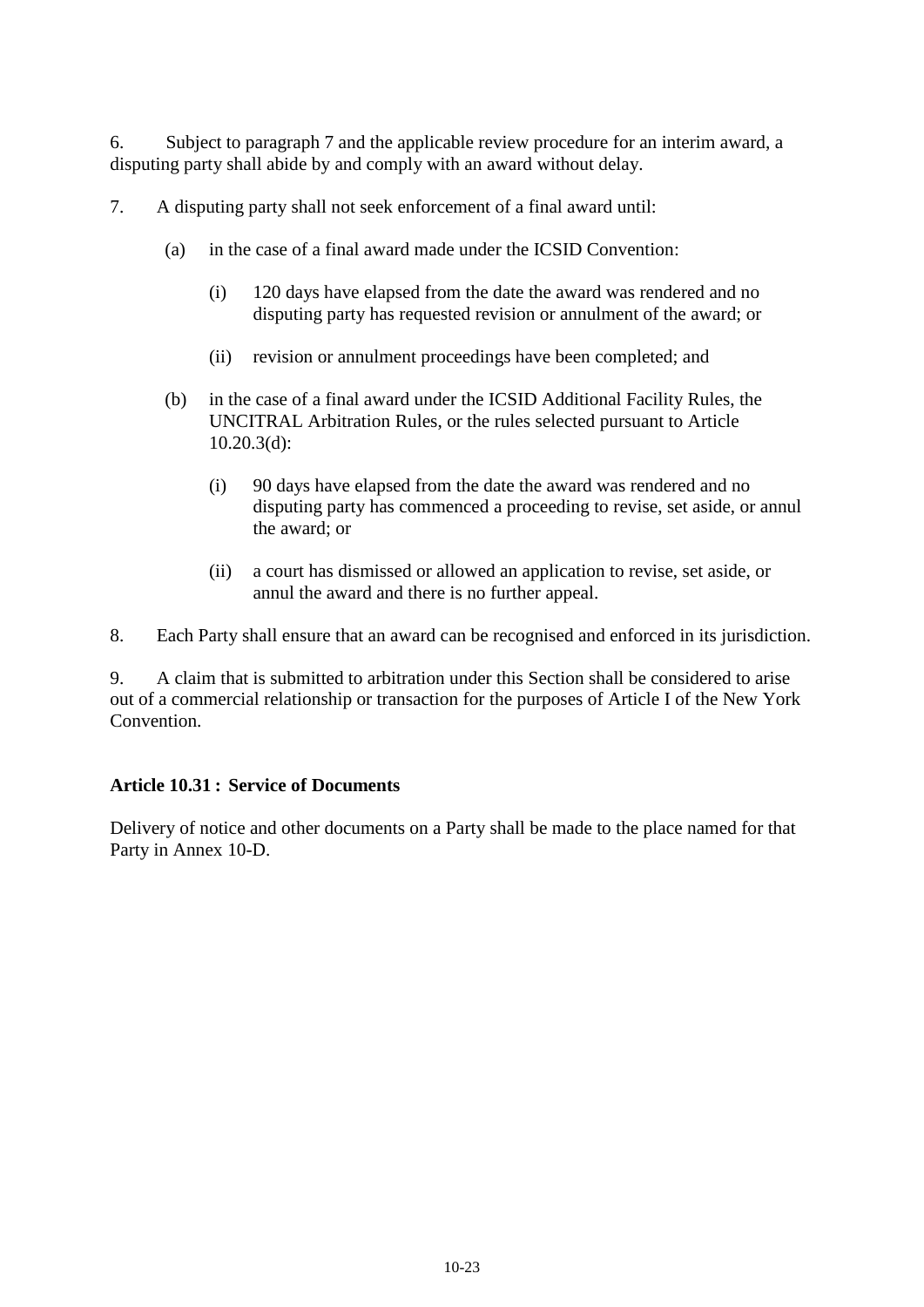6. Subject to paragraph 7 and the applicable review procedure for an interim award, a disputing party shall abide by and comply with an award without delay.

7. A disputing party shall not seek enforcement of a final award until:

   (a) in the case of a final award made under the ICSID Convention:

      (i) 120 days have elapsed from the date the award was rendered and no disputing party has requested revision or annulment of the award; or

      (ii) revision or annulment proceedings have been completed; and

   (b) in the case of a final award under the ICSID Additional Facility Rules, the UNCITRAL Arbitration Rules, or the rules selected pursuant to Article 10.20.3(d):

      (i) 90 days have elapsed from the date the award was rendered and no disputing party has commenced a proceeding to revise, set aside, or annul the award; or

      (ii) a court has dismissed or allowed an application to revise, set aside, or annul the award and there is no further appeal.

8. Each Party shall ensure that an award can be recognised and enforced in its jurisdiction.

9. A claim that is submitted to arbitration under this Section shall be considered to arise out of a commercial relationship or transaction for the purposes of Article I of the New York Convention.

**Article 10.31 : Service of Documents**

Delivery of notice and other documents on a Party shall be made to the place named for that Party in Annex 10-D.